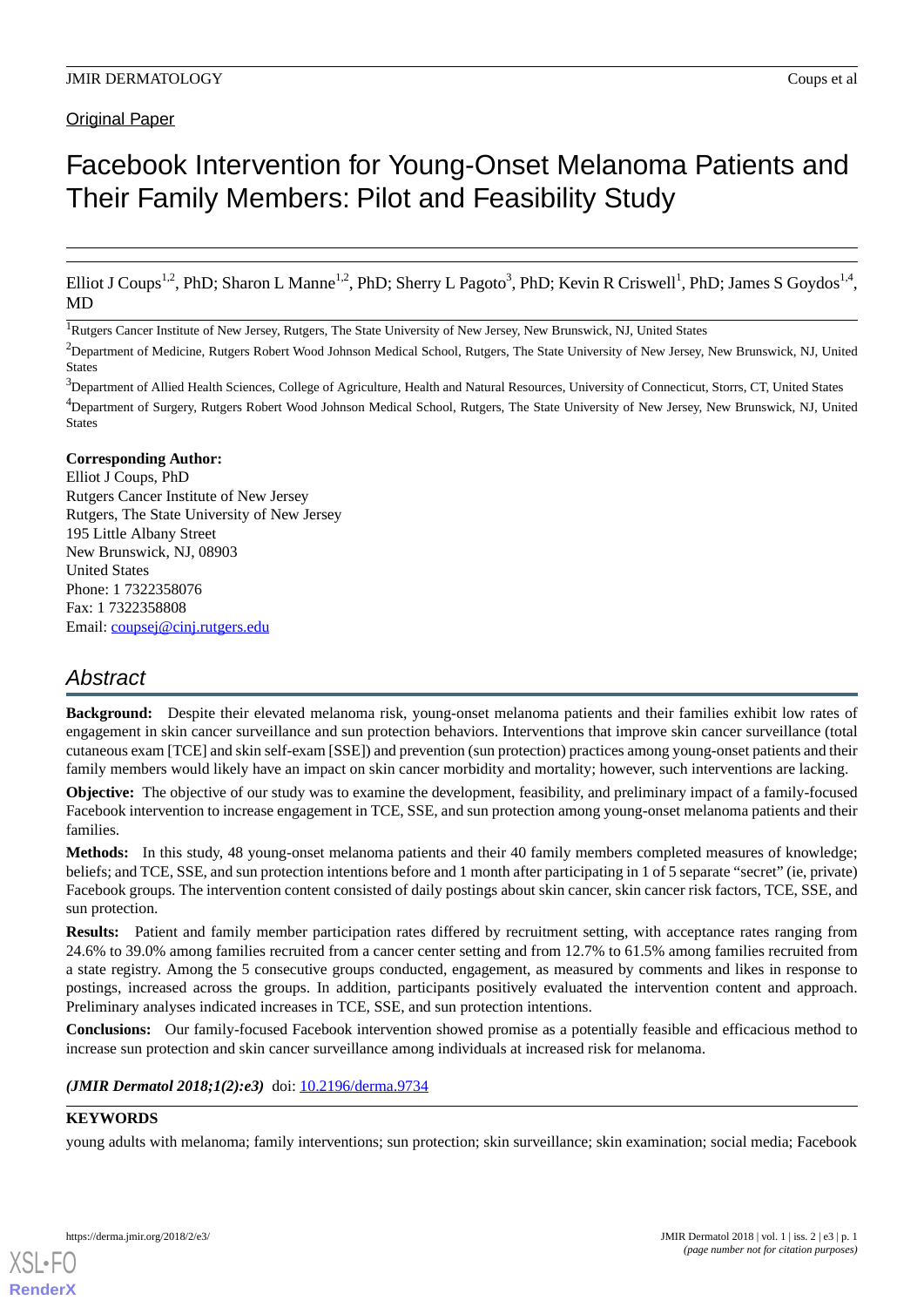Original Paper

# Facebook Intervention for Young-Onset Melanoma Patients and Their Family Members: Pilot and Feasibility Study

Elliot J Coups[1,2], PhD; Sharon L Manne[1,2], PhD; Sherry L Pagoto[3], PhD; Kevin R Criswell[1], PhD; James S Goydos[1,4], MD

[1]Rutgers Cancer Institute of New Jersey, Rutgers, The State University of New Jersey, New Brunswick, NJ, United States

[2]Department of Medicine, Rutgers Robert Wood Johnson Medical School, Rutgers, The State University of New Jersey, New Brunswick, NJ, United States

[3]Department of Allied Health Sciences, College of Agriculture, Health and Natural Resources, University of Connecticut, Storrs, CT, United States

[4]Department of Surgery, Rutgers Robert Wood Johnson Medical School, Rutgers, The State University of New Jersey, New Brunswick, NJ, United States

**Corresponding Author:**
Elliot J Coups, PhD
Rutgers Cancer Institute of New Jersey
Rutgers, The State University of New Jersey
195 Little Albany Street
New Brunswick, NJ, 08903
United States
Phone: 1 7322358076
Fax: 1 7322358808
Email: coupsej@cinj.rutgers.edu

## Abstract

**Background:** Despite their elevated melanoma risk, young-onset melanoma patients and their families exhibit low rates of engagement in skin cancer surveillance and sun protection behaviors. Interventions that improve skin cancer surveillance (total cutaneous exam [TCE] and skin self-exam [SSE]) and prevention (sun protection) practices among young-onset patients and their family members would likely have an impact on skin cancer morbidity and mortality; however, such interventions are lacking.

**Objective:** The objective of our study was to examine the development, feasibility, and preliminary impact of a family-focused Facebook intervention to increase engagement in TCE, SSE, and sun protection among young-onset melanoma patients and their families.

**Methods:** In this study, 48 young-onset melanoma patients and their 40 family members completed measures of knowledge; beliefs; and TCE, SSE, and sun protection intentions before and 1 month after participating in 1 of 5 separate "secret" (ie, private) Facebook groups. The intervention content consisted of daily postings about skin cancer, skin cancer risk factors, TCE, SSE, and sun protection.

**Results:** Patient and family member participation rates differed by recruitment setting, with acceptance rates ranging from 24.6% to 39.0% among families recruited from a cancer center setting and from 12.7% to 61.5% among families recruited from a state registry. Among the 5 consecutive groups conducted, engagement, as measured by comments and likes in response to postings, increased across the groups. In addition, participants positively evaluated the intervention content and approach. Preliminary analyses indicated increases in TCE, SSE, and sun protection intentions.

**Conclusions:** Our family-focused Facebook intervention showed promise as a potentially feasible and efficacious method to increase sun protection and skin cancer surveillance among individuals at increased risk for melanoma.

***(JMIR Dermatol 2018;1(2):e3)*** doi: 10.2196/derma.9734

**KEYWORDS**

young adults with melanoma; family interventions; sun protection; skin surveillance; skin examination; social media; Facebook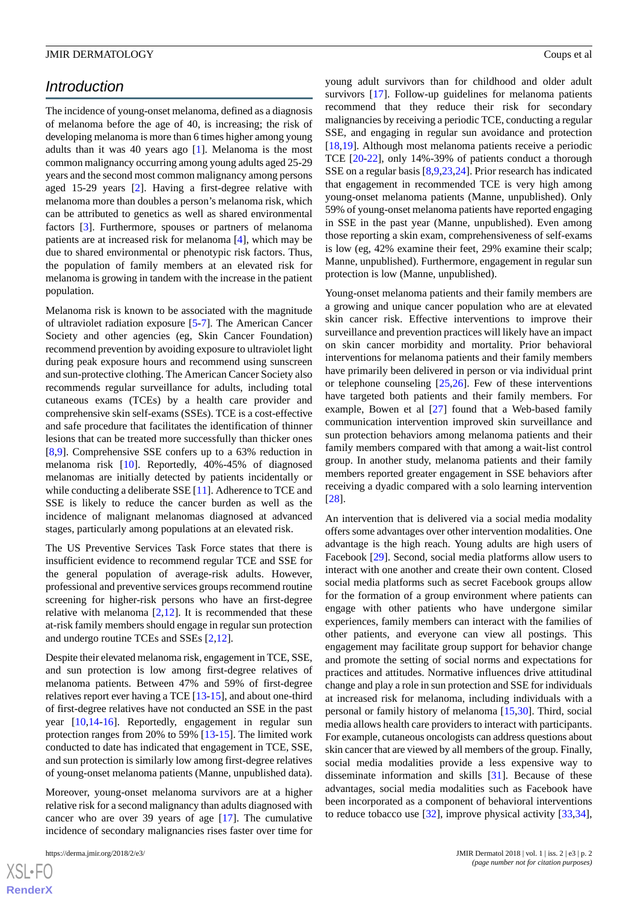## Introduction

The incidence of young-onset melanoma, defined as a diagnosis of melanoma before the age of 40, is increasing; the risk of developing melanoma is more than 6 times higher among young adults than it was 40 years ago [1]. Melanoma is the most common malignancy occurring among young adults aged 25-29 years and the second most common malignancy among persons aged 15-29 years [2]. Having a first-degree relative with melanoma more than doubles a person's melanoma risk, which can be attributed to genetics as well as shared environmental factors [3]. Furthermore, spouses or partners of melanoma patients are at increased risk for melanoma [4], which may be due to shared environmental or phenotypic risk factors. Thus, the population of family members at an elevated risk for melanoma is growing in tandem with the increase in the patient population.

Melanoma risk is known to be associated with the magnitude of ultraviolet radiation exposure [5-7]. The American Cancer Society and other agencies (eg, Skin Cancer Foundation) recommend prevention by avoiding exposure to ultraviolet light during peak exposure hours and recommend using sunscreen and sun-protective clothing. The American Cancer Society also recommends regular surveillance for adults, including total cutaneous exams (TCEs) by a health care provider and comprehensive skin self-exams (SSEs). TCE is a cost-effective and safe procedure that facilitates the identification of thinner lesions that can be treated more successfully than thicker ones [8,9]. Comprehensive SSE confers up to a 63% reduction in melanoma risk [10]. Reportedly, 40%-45% of diagnosed melanomas are initially detected by patients incidentally or while conducting a deliberate SSE [11]. Adherence to TCE and SSE is likely to reduce the cancer burden as well as the incidence of malignant melanomas diagnosed at advanced stages, particularly among populations at an elevated risk.

The US Preventive Services Task Force states that there is insufficient evidence to recommend regular TCE and SSE for the general population of average-risk adults. However, professional and preventive services groups recommend routine screening for higher-risk persons who have an first-degree relative with melanoma [2,12]. It is recommended that these at-risk family members should engage in regular sun protection and undergo routine TCEs and SSEs [2,12].

Despite their elevated melanoma risk, engagement in TCE, SSE, and sun protection is low among first-degree relatives of melanoma patients. Between 47% and 59% of first-degree relatives report ever having a TCE [13-15], and about one-third of first-degree relatives have not conducted an SSE in the past year [10,14-16]. Reportedly, engagement in regular sun protection ranges from 20% to 59% [13-15]. The limited work conducted to date has indicated that engagement in TCE, SSE, and sun protection is similarly low among first-degree relatives of young-onset melanoma patients (Manne, unpublished data).

Moreover, young-onset melanoma survivors are at a higher relative risk for a second malignancy than adults diagnosed with cancer who are over 39 years of age [17]. The cumulative incidence of secondary malignancies rises faster over time for young adult survivors than for childhood and older adult survivors [17]. Follow-up guidelines for melanoma patients recommend that they reduce their risk for secondary malignancies by receiving a periodic TCE, conducting a regular SSE, and engaging in regular sun avoidance and protection [18,19]. Although most melanoma patients receive a periodic TCE [20-22], only 14%-39% of patients conduct a thorough SSE on a regular basis [8,9,23,24]. Prior research has indicated that engagement in recommended TCE is very high among young-onset melanoma patients (Manne, unpublished). Only 59% of young-onset melanoma patients have reported engaging in SSE in the past year (Manne, unpublished). Even among those reporting a skin exam, comprehensiveness of self-exams is low (eg, 42% examine their feet, 29% examine their scalp; Manne, unpublished). Furthermore, engagement in regular sun protection is low (Manne, unpublished).

Young-onset melanoma patients and their family members are a growing and unique cancer population who are at elevated skin cancer risk. Effective interventions to improve their surveillance and prevention practices will likely have an impact on skin cancer morbidity and mortality. Prior behavioral interventions for melanoma patients and their family members have primarily been delivered in person or via individual print or telephone counseling [25,26]. Few of these interventions have targeted both patients and their family members. For example, Bowen et al [27] found that a Web-based family communication intervention improved skin surveillance and sun protection behaviors among melanoma patients and their family members compared with that among a wait-list control group. In another study, melanoma patients and their family members reported greater engagement in SSE behaviors after receiving a dyadic compared with a solo learning intervention [28].

An intervention that is delivered via a social media modality offers some advantages over other intervention modalities. One advantage is the high reach. Young adults are high users of Facebook [29]. Second, social media platforms allow users to interact with one another and create their own content. Closed social media platforms such as secret Facebook groups allow for the formation of a group environment where patients can engage with other patients who have undergone similar experiences, family members can interact with the families of other patients, and everyone can view all postings. This engagement may facilitate group support for behavior change and promote the setting of social norms and expectations for practices and attitudes. Normative influences drive attitudinal change and play a role in sun protection and SSE for individuals at increased risk for melanoma, including individuals with a personal or family history of melanoma [15,30]. Third, social media allows health care providers to interact with participants. For example, cutaneous oncologists can address questions about skin cancer that are viewed by all members of the group. Finally, social media modalities provide a less expensive way to disseminate information and skills [31]. Because of these advantages, social media modalities such as Facebook have been incorporated as a component of behavioral interventions to reduce tobacco use [32], improve physical activity [33,34],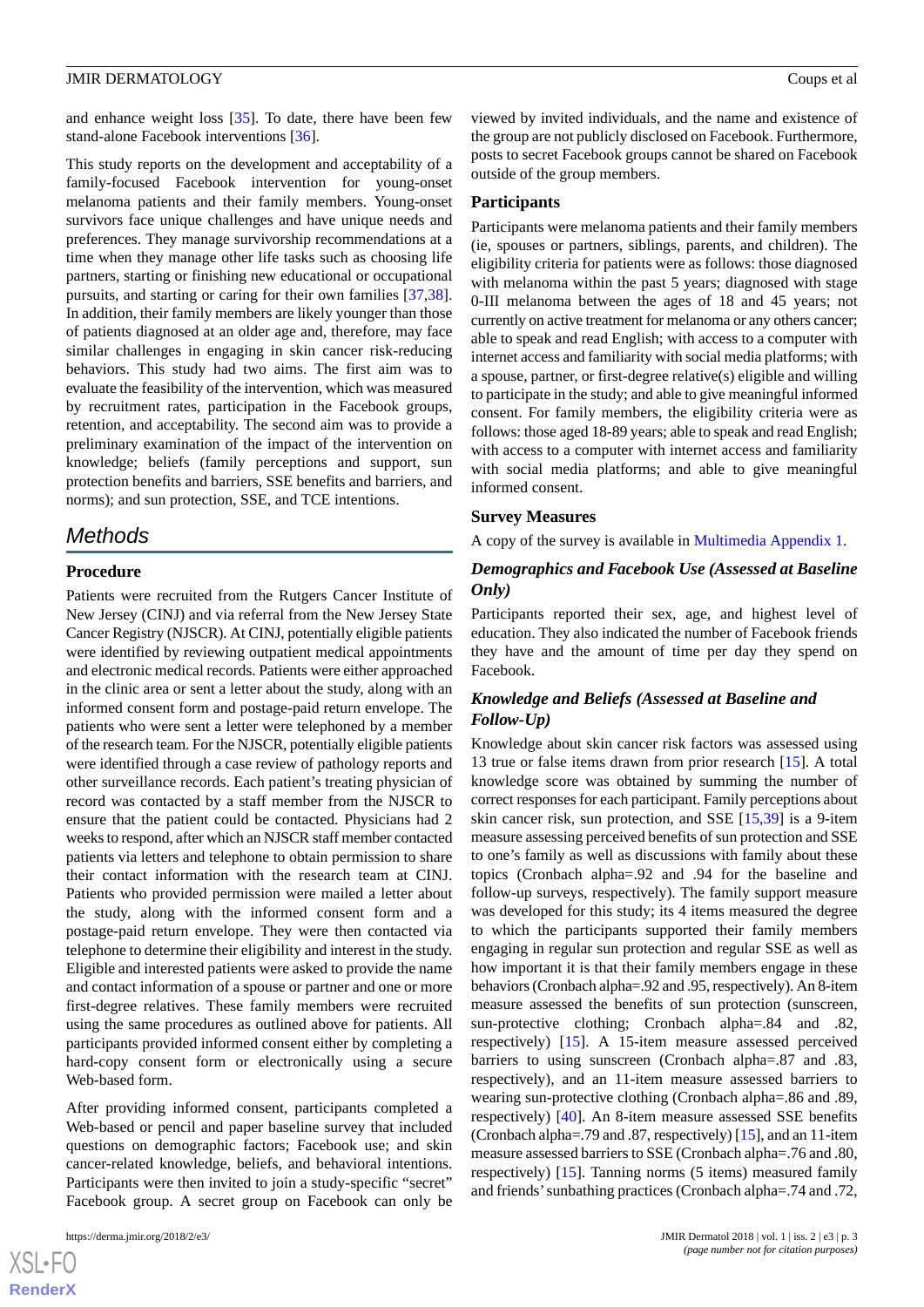and enhance weight loss [35]. To date, there have been few stand-alone Facebook interventions [36].

This study reports on the development and acceptability of a family-focused Facebook intervention for young-onset melanoma patients and their family members. Young-onset survivors face unique challenges and have unique needs and preferences. They manage survivorship recommendations at a time when they manage other life tasks such as choosing life partners, starting or finishing new educational or occupational pursuits, and starting or caring for their own families [37,38]. In addition, their family members are likely younger than those of patients diagnosed at an older age and, therefore, may face similar challenges in engaging in skin cancer risk-reducing behaviors. This study had two aims. The first aim was to evaluate the feasibility of the intervention, which was measured by recruitment rates, participation in the Facebook groups, retention, and acceptability. The second aim was to provide a preliminary examination of the impact of the intervention on knowledge; beliefs (family perceptions and support, sun protection benefits and barriers, SSE benefits and barriers, and norms); and sun protection, SSE, and TCE intentions.

## Methods

### Procedure

Patients were recruited from the Rutgers Cancer Institute of New Jersey (CINJ) and via referral from the New Jersey State Cancer Registry (NJSCR). At CINJ, potentially eligible patients were identified by reviewing outpatient medical appointments and electronic medical records. Patients were either approached in the clinic area or sent a letter about the study, along with an informed consent form and postage-paid return envelope. The patients who were sent a letter were telephoned by a member of the research team. For the NJSCR, potentially eligible patients were identified through a case review of pathology reports and other surveillance records. Each patient's treating physician of record was contacted by a staff member from the NJSCR to ensure that the patient could be contacted. Physicians had 2 weeks to respond, after which an NJSCR staff member contacted patients via letters and telephone to obtain permission to share their contact information with the research team at CINJ. Patients who provided permission were mailed a letter about the study, along with the informed consent form and a postage-paid return envelope. They were then contacted via telephone to determine their eligibility and interest in the study. Eligible and interested patients were asked to provide the name and contact information of a spouse or partner and one or more first-degree relatives. These family members were recruited using the same procedures as outlined above for patients. All participants provided informed consent either by completing a hard-copy consent form or electronically using a secure Web-based form.

After providing informed consent, participants completed a Web-based or pencil and paper baseline survey that included questions on demographic factors; Facebook use; and skin cancer-related knowledge, beliefs, and behavioral intentions. Participants were then invited to join a study-specific "secret" Facebook group. A secret group on Facebook can only be viewed by invited individuals, and the name and existence of the group are not publicly disclosed on Facebook. Furthermore, posts to secret Facebook groups cannot be shared on Facebook outside of the group members.

### Participants

Participants were melanoma patients and their family members (ie, spouses or partners, siblings, parents, and children). The eligibility criteria for patients were as follows: those diagnosed with melanoma within the past 5 years; diagnosed with stage 0-III melanoma between the ages of 18 and 45 years; not currently on active treatment for melanoma or any others cancer; able to speak and read English; with access to a computer with internet access and familiarity with social media platforms; with a spouse, partner, or first-degree relative(s) eligible and willing to participate in the study; and able to give meaningful informed consent. For family members, the eligibility criteria were as follows: those aged 18-89 years; able to speak and read English; with access to a computer with internet access and familiarity with social media platforms; and able to give meaningful informed consent.

### Survey Measures

A copy of the survey is available in Multimedia Appendix 1.

#### *Demographics and Facebook Use (Assessed at Baseline Only)*

Participants reported their sex, age, and highest level of education. They also indicated the number of Facebook friends they have and the amount of time per day they spend on Facebook.

#### *Knowledge and Beliefs (Assessed at Baseline and Follow-Up)*

Knowledge about skin cancer risk factors was assessed using 13 true or false items drawn from prior research [15]. A total knowledge score was obtained by summing the number of correct responses for each participant. Family perceptions about skin cancer risk, sun protection, and SSE [15,39] is a 9-item measure assessing perceived benefits of sun protection and SSE to one's family as well as discussions with family about these topics (Cronbach alpha=.92 and .94 for the baseline and follow-up surveys, respectively). The family support measure was developed for this study; its 4 items measured the degree to which the participants supported their family members engaging in regular sun protection and regular SSE as well as how important it is that their family members engage in these behaviors (Cronbach alpha=.92 and .95, respectively). An 8-item measure assessed the benefits of sun protection (sunscreen, sun-protective clothing; Cronbach alpha=.84 and .82, respectively) [15]. A 15-item measure assessed perceived barriers to using sunscreen (Cronbach alpha=.87 and .83, respectively), and an 11-item measure assessed barriers to wearing sun-protective clothing (Cronbach alpha=.86 and .89, respectively) [40]. An 8-item measure assessed SSE benefits (Cronbach alpha=.79 and .87, respectively) [15], and an 11-item measure assessed barriers to SSE (Cronbach alpha=.76 and .80, respectively) [15]. Tanning norms (5 items) measured family and friends' sunbathing practices (Cronbach alpha=.74 and .72,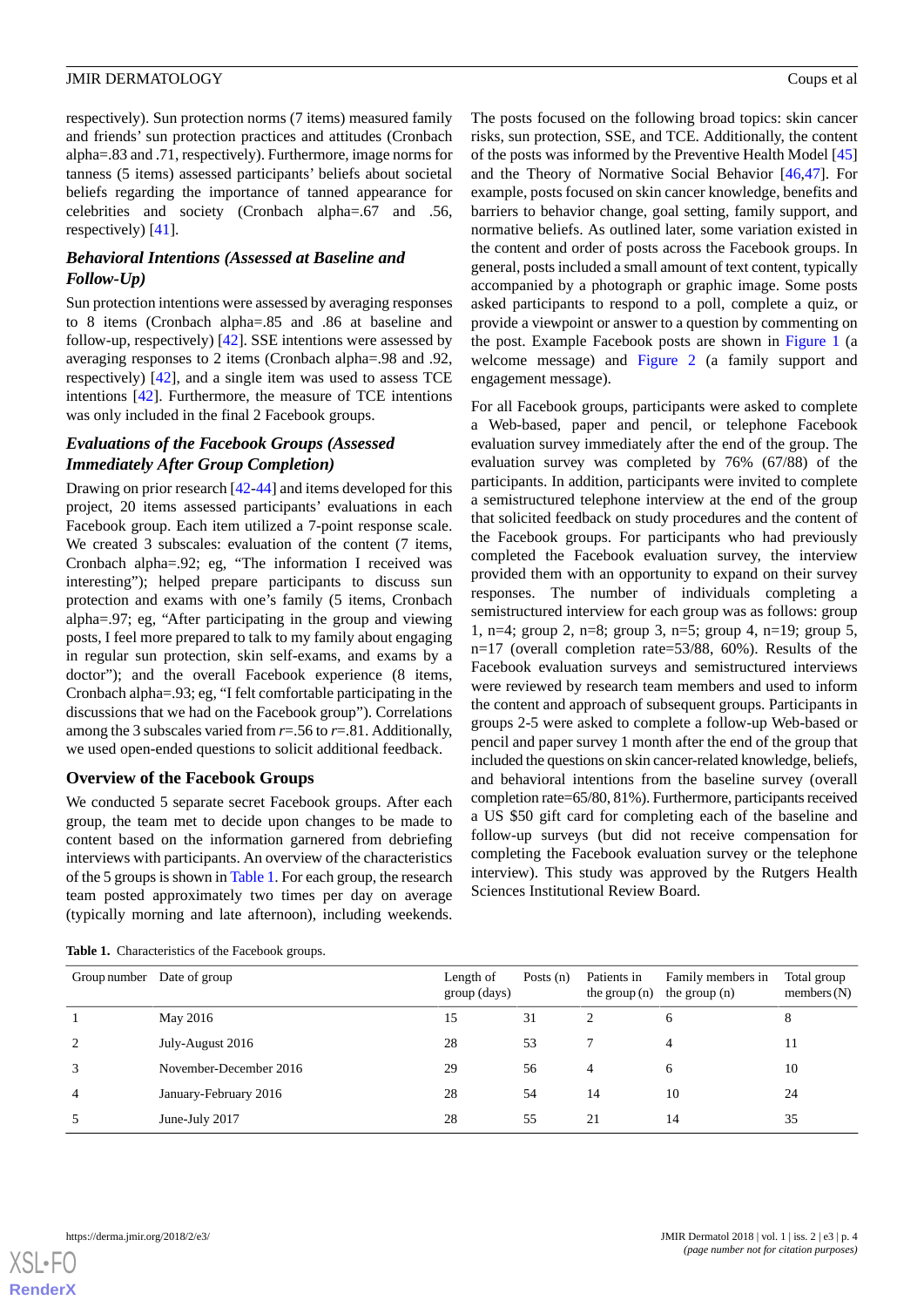respectively). Sun protection norms (7 items) measured family and friends' sun protection practices and attitudes (Cronbach alpha=.83 and .71, respectively). Furthermore, image norms for tanness (5 items) assessed participants' beliefs about societal beliefs regarding the importance of tanned appearance for celebrities and society (Cronbach alpha=.67 and .56, respectively) [41].

### *Behavioral Intentions (Assessed at Baseline and Follow-Up)*

Sun protection intentions were assessed by averaging responses to 8 items (Cronbach alpha=.85 and .86 at baseline and follow-up, respectively) [42]. SSE intentions were assessed by averaging responses to 2 items (Cronbach alpha=.98 and .92, respectively) [42], and a single item was used to assess TCE intentions [42]. Furthermore, the measure of TCE intentions was only included in the final 2 Facebook groups.

### *Evaluations of the Facebook Groups (Assessed Immediately After Group Completion)*

Drawing on prior research [42-44] and items developed for this project, 20 items assessed participants' evaluations in each Facebook group. Each item utilized a 7-point response scale. We created 3 subscales: evaluation of the content (7 items, Cronbach alpha=.92; eg, "The information I received was interesting"); helped prepare participants to discuss sun protection and exams with one's family (5 items, Cronbach alpha=.97; eg, "After participating in the group and viewing posts, I feel more prepared to talk to my family about engaging in regular sun protection, skin self-exams, and exams by a doctor"); and the overall Facebook experience (8 items, Cronbach alpha=.93; eg, "I felt comfortable participating in the discussions that we had on the Facebook group"). Correlations among the 3 subscales varied from *r*=.56 to *r*=.81. Additionally, we used open-ended questions to solicit additional feedback.

## Overview of the Facebook Groups

We conducted 5 separate secret Facebook groups. After each group, the team met to decide upon changes to be made to content based on the information garnered from debriefing interviews with participants. An overview of the characteristics of the 5 groups is shown in Table 1. For each group, the research team posted approximately two times per day on average (typically morning and late afternoon), including weekends. The posts focused on the following broad topics: skin cancer risks, sun protection, SSE, and TCE. Additionally, the content of the posts was informed by the Preventive Health Model [45] and the Theory of Normative Social Behavior [46,47]. For example, posts focused on skin cancer knowledge, benefits and barriers to behavior change, goal setting, family support, and normative beliefs. As outlined later, some variation existed in the content and order of posts across the Facebook groups. In general, posts included a small amount of text content, typically accompanied by a photograph or graphic image. Some posts asked participants to respond to a poll, complete a quiz, or provide a viewpoint or answer to a question by commenting on the post. Example Facebook posts are shown in Figure 1 (a welcome message) and Figure 2 (a family support and engagement message).

For all Facebook groups, participants were asked to complete a Web-based, paper and pencil, or telephone Facebook evaluation survey immediately after the end of the group. The evaluation survey was completed by 76% (67/88) of the participants. In addition, participants were invited to complete a semistructured telephone interview at the end of the group that solicited feedback on study procedures and the content of the Facebook groups. For participants who had previously completed the Facebook evaluation survey, the interview provided them with an opportunity to expand on their survey responses. The number of individuals completing a semistructured interview for each group was as follows: group 1, n=4; group 2, n=8; group 3, n=5; group 4, n=19; group 5, n=17 (overall completion rate=53/88, 60%). Results of the Facebook evaluation surveys and semistructured interviews were reviewed by research team members and used to inform the content and approach of subsequent groups. Participants in groups 2-5 were asked to complete a follow-up Web-based or pencil and paper survey 1 month after the end of the group that included the questions on skin cancer-related knowledge, beliefs, and behavioral intentions from the baseline survey (overall completion rate=65/80, 81%). Furthermore, participants received a US $50 gift card for completing each of the baseline and follow-up surveys (but did not receive compensation for completing the Facebook evaluation survey or the telephone interview). This study was approved by the Rutgers Health Sciences Institutional Review Board.

**Table 1.** Characteristics of the Facebook groups.

| Group number | Date of group | Length of group (days) | Posts (n) | Patients in the group (n) | Family members in the group (n) | Total group members (N) |
|---|---|---|---|---|---|---|
| 1 | May 2016 | 15 | 31 | 2 | 6 | 8 |
| 2 | July-August 2016 | 28 | 53 | 7 | 4 | 11 |
| 3 | November-December 2016 | 29 | 56 | 4 | 6 | 10 |
| 4 | January-February 2016 | 28 | 54 | 14 | 10 | 24 |
| 5 | June-July 2017 | 28 | 55 | 21 | 14 | 35 |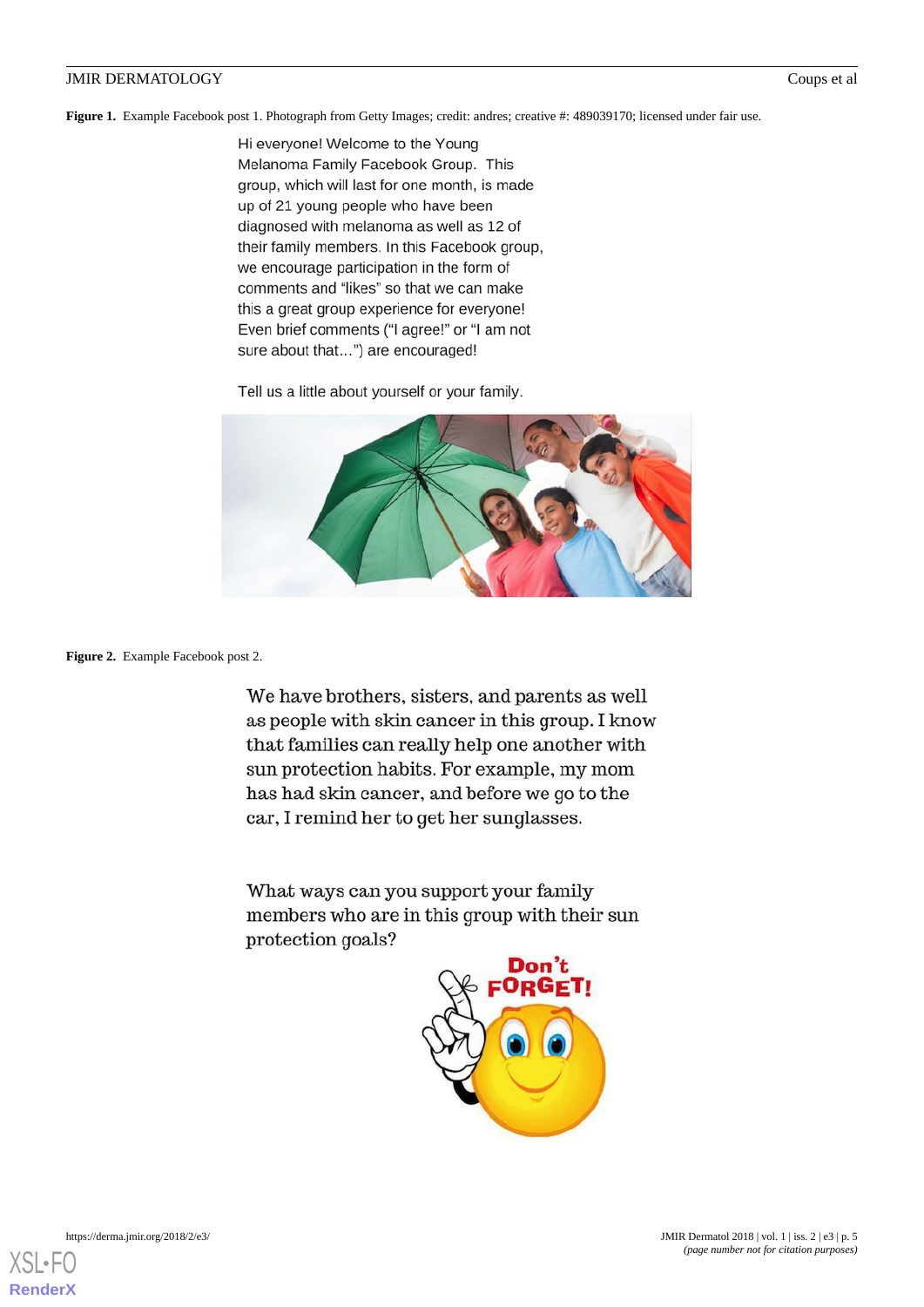**Figure 1.** Example Facebook post 1. Photograph from Getty Images; credit: andres; creative #: 489039170; licensed under fair use.

Hi everyone! Welcome to the Young Melanoma Family Facebook Group. This group, which will last for one month, is made up of 21 young people who have been diagnosed with melanoma as well as 12 of their family members. In this Facebook group, we encourage participation in the form of comments and "likes" so that we can make this a great group experience for everyone! Even brief comments ("I agree!" or "I am not sure about that...") are encouraged!

Tell us a little about yourself or your family.

**Figure 2.** Example Facebook post 2.

We have brothers, sisters, and parents as well as people with skin cancer in this group. I know that families can really help one another with sun protection habits. For example, my mom has had skin cancer, and before we go to the car, I remind her to get her sunglasses.

What ways can you support your family members who are in this group with their sun protection goals?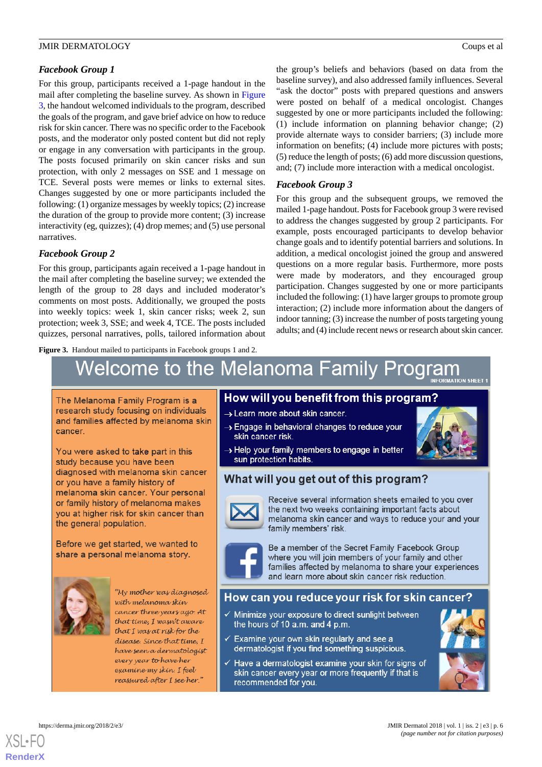### Facebook Group 1

For this group, participants received a 1-page handout in the mail after completing the baseline survey. As shown in Figure 3, the handout welcomed individuals to the program, described the goals of the program, and gave brief advice on how to reduce risk for skin cancer. There was no specific order to the Facebook posts, and the moderator only posted content but did not reply or engage in any conversation with participants in the group. The posts focused primarily on skin cancer risks and sun protection, with only 2 messages on SSE and 1 message on TCE. Several posts were memes or links to external sites. Changes suggested by one or more participants included the following: (1) organize messages by weekly topics; (2) increase the duration of the group to provide more content; (3) increase interactivity (eg, quizzes); (4) drop memes; and (5) use personal narratives.

### Facebook Group 2

For this group, participants again received a 1-page handout in the mail after completing the baseline survey; we extended the length of the group to 28 days and included moderator's comments on most posts. Additionally, we grouped the posts into weekly topics: week 1, skin cancer risks; week 2, sun protection; week 3, SSE; and week 4, TCE. The posts included quizzes, personal narratives, polls, tailored information about the group's beliefs and behaviors (based on data from the baseline survey), and also addressed family influences. Several "ask the doctor" posts with prepared questions and answers were posted on behalf of a medical oncologist. Changes suggested by one or more participants included the following: (1) include information on planning behavior change; (2) provide alternate ways to consider barriers; (3) include more information on benefits; (4) include more pictures with posts; (5) reduce the length of posts; (6) add more discussion questions, and; (7) include more interaction with a medical oncologist.

### Facebook Group 3

For this group and the subsequent groups, we removed the mailed 1-page handout. Posts for Facebook group 3 were revised to address the changes suggested by group 2 participants. For example, posts encouraged participants to develop behavior change goals and to identify potential barriers and solutions. In addition, a medical oncologist joined the group and answered questions on a more regular basis. Furthermore, more posts were made by moderators, and they encouraged group participation. Changes suggested by one or more participants included the following: (1) have larger groups to promote group interaction; (2) include more information about the dangers of indoor tanning; (3) increase the number of posts targeting young adults; and (4) include recent news or research about skin cancer.

**Figure 3.** Handout mailed to participants in Facebook groups 1 and 2.

# Welcome to the Melanoma Family Program

INFORMATION SHEET 1

The Melanoma Family Program is a research study focusing on individuals and families affected by melanoma skin cancer.

You were asked to take part in this study because you have been diagnosed with melanoma skin cancer or you have a family history of melanoma skin cancer. Your personal or family history of melanoma makes you at higher risk for skin cancer than the general population.

Before we get started, we wanted to share a personal melanoma story.

*"My mother was diagnosed with melanoma skin cancer three years ago. At that time, I wasn't aware that I was at risk for the disease. Since that time, I have seen a dermatologist every year to have her examine my skin. I feel reassured after I see her."*

## How will you benefit from this program?

- → Learn more about skin cancer.
- → Engage in behavioral changes to reduce your skin cancer risk.
- → Help your family members to engage in better sun protection habits.

## What will you get out of this program?

Receive several information sheets emailed to you over the next two weeks containing important facts about melanoma skin cancer and ways to reduce your and your family members' risk.

Be a member of the Secret Family Facebook Group where you will join members of your family and other families affected by melanoma to share your experiences and learn more about skin cancer risk reduction.

## How can you reduce your risk for skin cancer?

- ✓ Minimize your exposure to direct sunlight between the hours of 10 a.m. and 4 p.m.
- ✓ Examine your own skin regularly and see a dermatologist if you find something suspicious.
- ✓ Have a dermatologist examine your skin for signs of skin cancer every year or more frequently if that is recommended for you.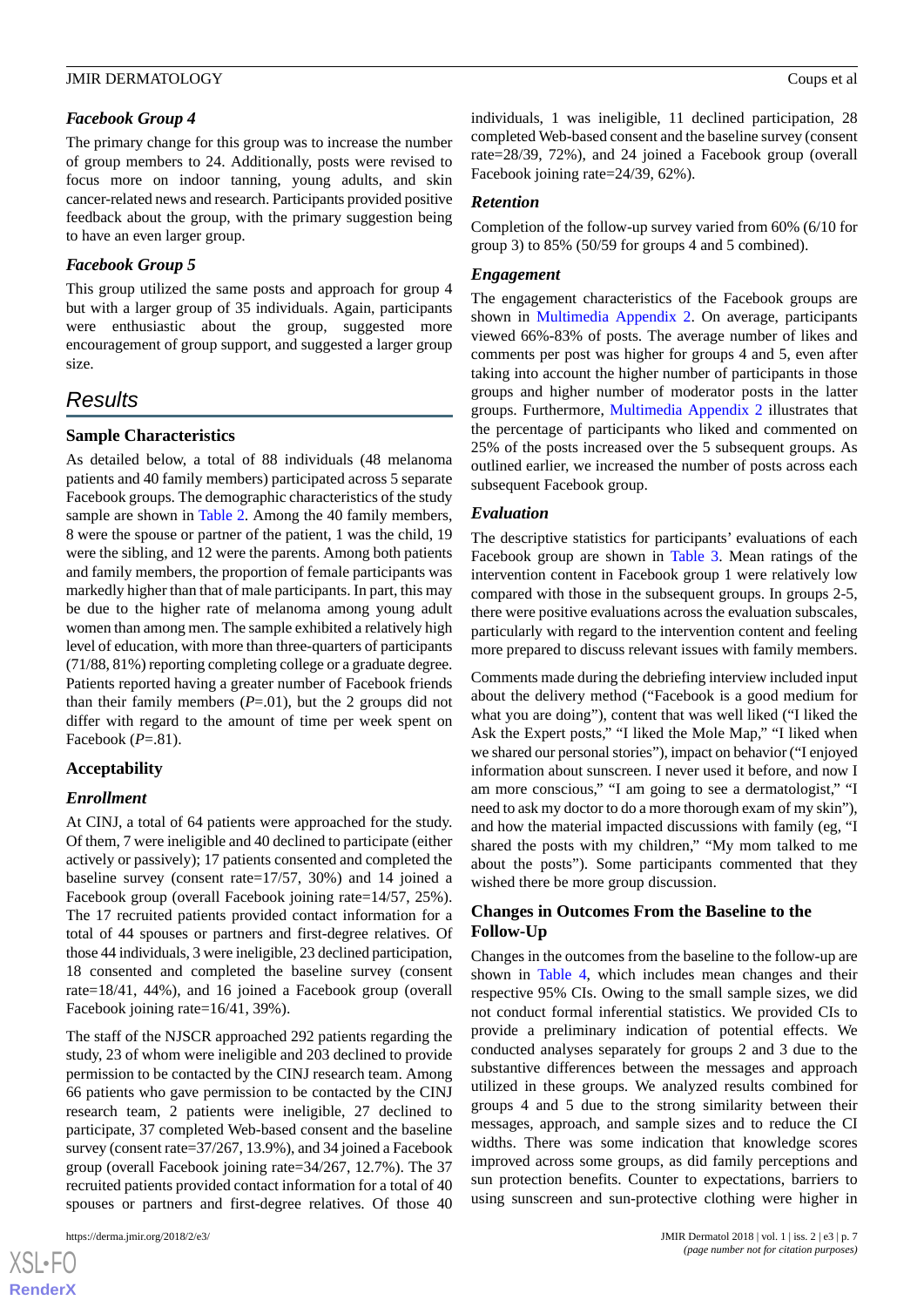### Facebook Group 4

The primary change for this group was to increase the number of group members to 24. Additionally, posts were revised to focus more on indoor tanning, young adults, and skin cancer-related news and research. Participants provided positive feedback about the group, with the primary suggestion being to have an even larger group.

### Facebook Group 5

This group utilized the same posts and approach for group 4 but with a larger group of 35 individuals. Again, participants were enthusiastic about the group, suggested more encouragement of group support, and suggested a larger group size.

## Results

### Sample Characteristics

As detailed below, a total of 88 individuals (48 melanoma patients and 40 family members) participated across 5 separate Facebook groups. The demographic characteristics of the study sample are shown in Table 2. Among the 40 family members, 8 were the spouse or partner of the patient, 1 was the child, 19 were the sibling, and 12 were the parents. Among both patients and family members, the proportion of female participants was markedly higher than that of male participants. In part, this may be due to the higher rate of melanoma among young adult women than among men. The sample exhibited a relatively high level of education, with more than three-quarters of participants (71/88, 81%) reporting completing college or a graduate degree. Patients reported having a greater number of Facebook friends than their family members (*P*=.01), but the 2 groups did not differ with regard to the amount of time per week spent on Facebook (*P*=.81).

### Acceptability

#### Enrollment

At CINJ, a total of 64 patients were approached for the study. Of them, 7 were ineligible and 40 declined to participate (either actively or passively); 17 patients consented and completed the baseline survey (consent rate=17/57, 30%) and 14 joined a Facebook group (overall Facebook joining rate=14/57, 25%). The 17 recruited patients provided contact information for a total of 44 spouses or partners and first-degree relatives. Of those 44 individuals, 3 were ineligible, 23 declined participation, 18 consented and completed the baseline survey (consent rate=18/41, 44%), and 16 joined a Facebook group (overall Facebook joining rate=16/41, 39%).

The staff of the NJSCR approached 292 patients regarding the study, 23 of whom were ineligible and 203 declined to provide permission to be contacted by the CINJ research team. Among 66 patients who gave permission to be contacted by the CINJ research team, 2 patients were ineligible, 27 declined to participate, 37 completed Web-based consent and the baseline survey (consent rate=37/267, 13.9%), and 34 joined a Facebook group (overall Facebook joining rate=34/267, 12.7%). The 37 recruited patients provided contact information for a total of 40 spouses or partners and first-degree relatives. Of those 40 individuals, 1 was ineligible, 11 declined participation, 28 completed Web-based consent and the baseline survey (consent rate=28/39, 72%), and 24 joined a Facebook group (overall Facebook joining rate=24/39, 62%).

#### Retention

Completion of the follow-up survey varied from 60% (6/10 for group 3) to 85% (50/59 for groups 4 and 5 combined).

#### Engagement

The engagement characteristics of the Facebook groups are shown in Multimedia Appendix 2. On average, participants viewed 66%-83% of posts. The average number of likes and comments per post was higher for groups 4 and 5, even after taking into account the higher number of participants in those groups and higher number of moderator posts in the latter groups. Furthermore, Multimedia Appendix 2 illustrates that the percentage of participants who liked and commented on 25% of the posts increased over the 5 subsequent groups. As outlined earlier, we increased the number of posts across each subsequent Facebook group.

#### Evaluation

The descriptive statistics for participants' evaluations of each Facebook group are shown in Table 3. Mean ratings of the intervention content in Facebook group 1 were relatively low compared with those in the subsequent groups. In groups 2-5, there were positive evaluations across the evaluation subscales, particularly with regard to the intervention content and feeling more prepared to discuss relevant issues with family members.

Comments made during the debriefing interview included input about the delivery method ("Facebook is a good medium for what you are doing"), content that was well liked ("I liked the Ask the Expert posts," "I liked the Mole Map," "I liked when we shared our personal stories"), impact on behavior ("I enjoyed information about sunscreen. I never used it before, and now I am more conscious," "I am going to see a dermatologist," "I need to ask my doctor to do a more thorough exam of my skin"), and how the material impacted discussions with family (eg, "I shared the posts with my children," "My mom talked to me about the posts"). Some participants commented that they wished there be more group discussion.

### Changes in Outcomes From the Baseline to the Follow-Up

Changes in the outcomes from the baseline to the follow-up are shown in Table 4, which includes mean changes and their respective 95% CIs. Owing to the small sample sizes, we did not conduct formal inferential statistics. We provided CIs to provide a preliminary indication of potential effects. We conducted analyses separately for groups 2 and 3 due to the substantive differences between the messages and approach utilized in these groups. We analyzed results combined for groups 4 and 5 due to the strong similarity between their messages, approach, and sample sizes and to reduce the CI widths. There was some indication that knowledge scores improved across some groups, as did family perceptions and sun protection benefits. Counter to expectations, barriers to using sunscreen and sun-protective clothing were higher in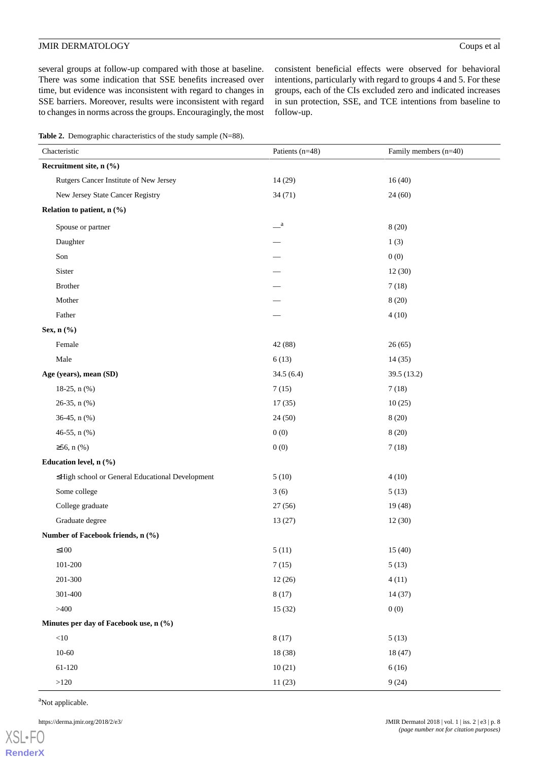several groups at follow-up compared with those at baseline. There was some indication that SSE benefits increased over time, but evidence was inconsistent with regard to changes in SSE barriers. Moreover, results were inconsistent with regard to changes in norms across the groups. Encouragingly, the most consistent beneficial effects were observed for behavioral intentions, particularly with regard to groups 4 and 5. For these groups, each of the CIs excluded zero and indicated increases in sun protection, SSE, and TCE intentions from baseline to follow-up.

**Table 2.** Demographic characteristics of the study sample (N=88).

| Chacteristic | Patients (n=48) | Family members (n=40) |
|---|---|---|
| **Recruitment site, n (%)** | | |
| Rutgers Cancer Institute of New Jersey | 14 (29) | 16 (40) |
| New Jersey State Cancer Registry | 34 (71) | 24 (60) |
| **Relation to patient, n (%)** | | |
| Spouse or partner | —[a] | 8 (20) |
| Daughter | — | 1 (3) |
| Son | — | 0 (0) |
| Sister | — | 12 (30) |
| Brother | — | 7 (18) |
| Mother | — | 8 (20) |
| Father | — | 4 (10) |
| **Sex, n (%)** | | |
| Female | 42 (88) | 26 (65) |
| Male | 6 (13) | 14 (35) |
| **Age (years), mean (SD)** | 34.5 (6.4) | 39.5 (13.2) |
| 18-25, n (%) | 7 (15) | 7 (18) |
| 26-35, n (%) | 17 (35) | 10 (25) |
| 36-45, n (%) | 24 (50) | 8 (20) |
| 46-55, n (%) | 0 (0) | 8 (20) |
| ≥56, n (%) | 0 (0) | 7 (18) |
| **Education level, n (%)** | | |
| ≤High school or General Educational Development | 5 (10) | 4 (10) |
| Some college | 3 (6) | 5 (13) |
| College graduate | 27 (56) | 19 (48) |
| Graduate degree | 13 (27) | 12 (30) |
| **Number of Facebook friends, n (%)** | | |
| ≤100 | 5 (11) | 15 (40) |
| 101-200 | 7 (15) | 5 (13) |
| 201-300 | 12 (26) | 4 (11) |
| 301-400 | 8 (17) | 14 (37) |
| >400 | 15 (32) | 0 (0) |
| **Minutes per day of Facebook use, n (%)** | | |
| <10 | 8 (17) | 5 (13) |
| 10-60 | 18 (38) | 18 (47) |
| 61-120 | 10 (21) | 6 (16) |
| >120 | 11 (23) | 9 (24) |

[a]Not applicable.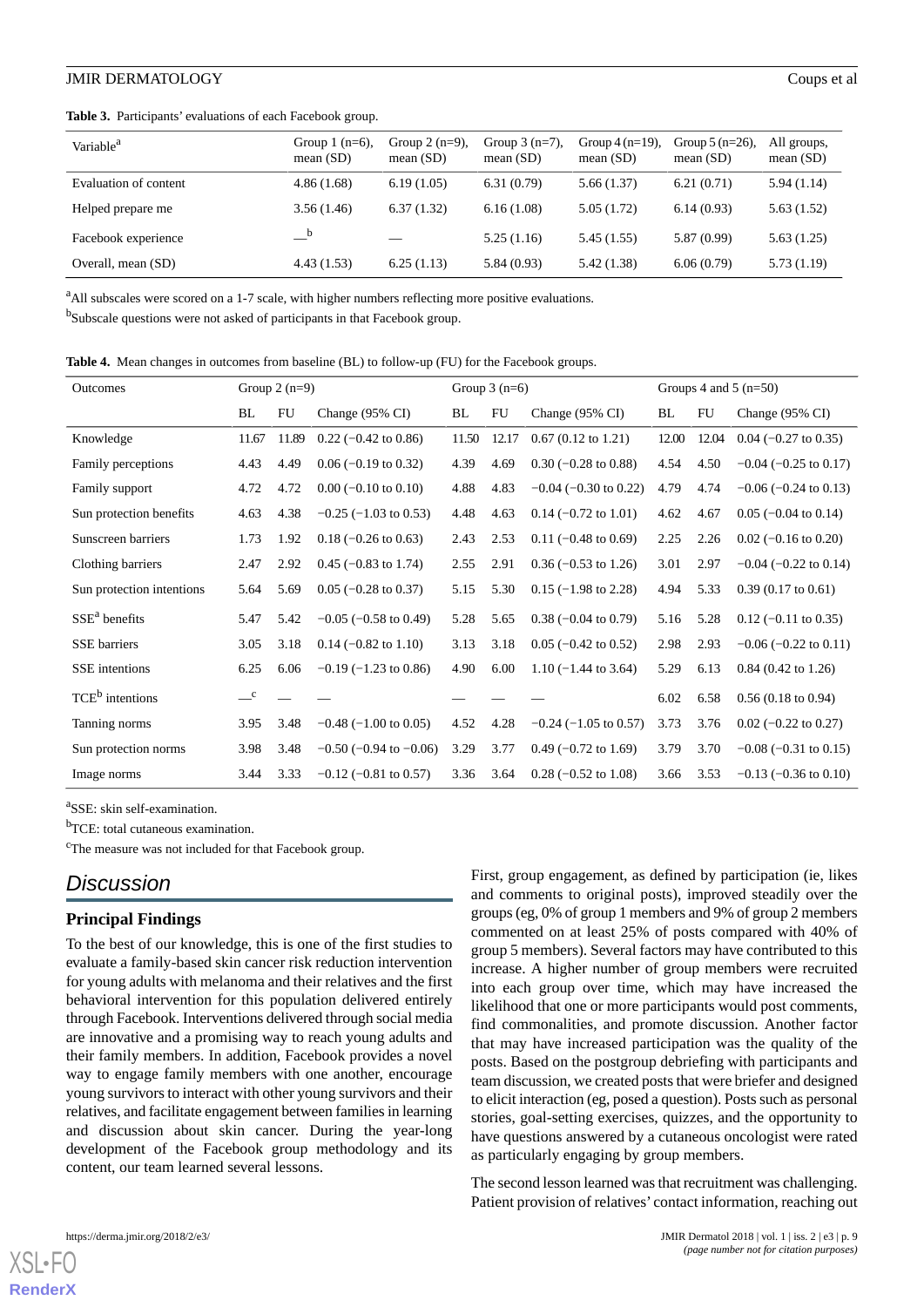**Table 3.** Participants' evaluations of each Facebook group.

| Variable[a] | Group 1 (n=6), mean (SD) | Group 2 (n=9), mean (SD) | Group 3 (n=7), mean (SD) | Group 4 (n=19), mean (SD) | Group 5 (n=26), mean (SD) | All groups, mean (SD) |
|---|---|---|---|---|---|---|
| Evaluation of content | 4.86 (1.68) | 6.19 (1.05) | 6.31 (0.79) | 5.66 (1.37) | 6.21 (0.71) | 5.94 (1.14) |
| Helped prepare me | 3.56 (1.46) | 6.37 (1.32) | 6.16 (1.08) | 5.05 (1.72) | 6.14 (0.93) | 5.63 (1.52) |
| Facebook experience | —[b] | — | 5.25 (1.16) | 5.45 (1.55) | 5.87 (0.99) | 5.63 (1.25) |
| Overall, mean (SD) | 4.43 (1.53) | 6.25 (1.13) | 5.84 (0.93) | 5.42 (1.38) | 6.06 (0.79) | 5.73 (1.19) |

[a]All subscales were scored on a 1-7 scale, with higher numbers reflecting more positive evaluations.

[b]Subscale questions were not asked of participants in that Facebook group.

**Table 4.** Mean changes in outcomes from baseline (BL) to follow-up (FU) for the Facebook groups.

| Outcomes | Group 2 (n=9) | | | Group 3 (n=6) | | | Groups 4 and 5 (n=50) | | |
|---|---|---|---|---|---|---|---|---|---|
| | BL | FU | Change (95% CI) | BL | FU | Change (95% CI) | BL | FU | Change (95% CI) |
| Knowledge | 11.67 | 11.89 | 0.22 (−0.42 to 0.86) | 11.50 | 12.17 | 0.67 (0.12 to 1.21) | 12.00 | 12.04 | 0.04 (−0.27 to 0.35) |
| Family perceptions | 4.43 | 4.49 | 0.06 (−0.19 to 0.32) | 4.39 | 4.69 | 0.30 (−0.28 to 0.88) | 4.54 | 4.50 | −0.04 (−0.25 to 0.17) |
| Family support | 4.72 | 4.72 | 0.00 (−0.10 to 0.10) | 4.88 | 4.83 | −0.04 (−0.30 to 0.22) | 4.79 | 4.74 | −0.06 (−0.24 to 0.13) |
| Sun protection benefits | 4.63 | 4.38 | −0.25 (−1.03 to 0.53) | 4.48 | 4.63 | 0.14 (−0.72 to 1.01) | 4.62 | 4.67 | 0.05 (−0.04 to 0.14) |
| Sunscreen barriers | 1.73 | 1.92 | 0.18 (−0.26 to 0.63) | 2.43 | 2.53 | 0.11 (−0.48 to 0.69) | 2.25 | 2.26 | 0.02 (−0.16 to 0.20) |
| Clothing barriers | 2.47 | 2.92 | 0.45 (−0.83 to 1.74) | 2.55 | 2.91 | 0.36 (−0.53 to 1.26) | 3.01 | 2.97 | −0.04 (−0.22 to 0.14) |
| Sun protection intentions | 5.64 | 5.69 | 0.05 (−0.28 to 0.37) | 5.15 | 5.30 | 0.15 (−1.98 to 2.28) | 4.94 | 5.33 | 0.39 (0.17 to 0.61) |
| SSE[a] benefits | 5.47 | 5.42 | −0.05 (−0.58 to 0.49) | 5.28 | 5.65 | 0.38 (−0.04 to 0.79) | 5.16 | 5.28 | 0.12 (−0.11 to 0.35) |
| SSE barriers | 3.05 | 3.18 | 0.14 (−0.82 to 1.10) | 3.13 | 3.18 | 0.05 (−0.42 to 0.52) | 2.98 | 2.93 | −0.06 (−0.22 to 0.11) |
| SSE intentions | 6.25 | 6.06 | −0.19 (−1.23 to 0.86) | 4.90 | 6.00 | 1.10 (−1.44 to 3.64) | 5.29 | 6.13 | 0.84 (0.42 to 1.26) |
| TCE[b] intentions | —[c] | — | — | — | — | — | 6.02 | 6.58 | 0.56 (0.18 to 0.94) |
| Tanning norms | 3.95 | 3.48 | −0.48 (−1.00 to 0.05) | 4.52 | 4.28 | −0.24 (−1.05 to 0.57) | 3.73 | 3.76 | 0.02 (−0.22 to 0.27) |
| Sun protection norms | 3.98 | 3.48 | −0.50 (−0.94 to −0.06) | 3.29 | 3.77 | 0.49 (−0.72 to 1.69) | 3.79 | 3.70 | −0.08 (−0.31 to 0.15) |
| Image norms | 3.44 | 3.33 | −0.12 (−0.81 to 0.57) | 3.36 | 3.64 | 0.28 (−0.52 to 1.08) | 3.66 | 3.53 | −0.13 (−0.36 to 0.10) |

[a]SSE: skin self-examination.

[b]TCE: total cutaneous examination.

[c]The measure was not included for that Facebook group.

## Discussion

### Principal Findings

To the best of our knowledge, this is one of the first studies to evaluate a family-based skin cancer risk reduction intervention for young adults with melanoma and their relatives and the first behavioral intervention for this population delivered entirely through Facebook. Interventions delivered through social media are innovative and a promising way to reach young adults and their family members. In addition, Facebook provides a novel way to engage family members with one another, encourage young survivors to interact with other young survivors and their relatives, and facilitate engagement between families in learning and discussion about skin cancer. During the year-long development of the Facebook group methodology and its content, our team learned several lessons.

First, group engagement, as defined by participation (ie, likes and comments to original posts), improved steadily over the groups (eg, 0% of group 1 members and 9% of group 2 members commented on at least 25% of posts compared with 40% of group 5 members). Several factors may have contributed to this increase. A higher number of group members were recruited into each group over time, which may have increased the likelihood that one or more participants would post comments, find commonalities, and promote discussion. Another factor that may have increased participation was the quality of the posts. Based on the postgroup debriefing with participants and team discussion, we created posts that were briefer and designed to elicit interaction (eg, posed a question). Posts such as personal stories, goal-setting exercises, quizzes, and the opportunity to have questions answered by a cutaneous oncologist were rated as particularly engaging by group members.

The second lesson learned was that recruitment was challenging. Patient provision of relatives' contact information, reaching out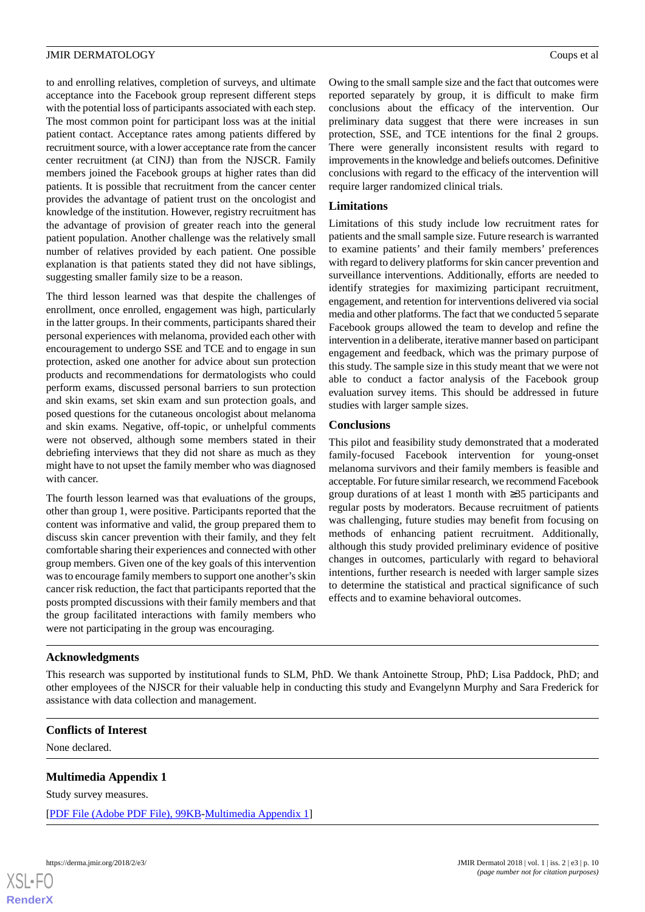to and enrolling relatives, completion of surveys, and ultimate acceptance into the Facebook group represent different steps with the potential loss of participants associated with each step. The most common point for participant loss was at the initial patient contact. Acceptance rates among patients differed by recruitment source, with a lower acceptance rate from the cancer center recruitment (at CINJ) than from the NJSCR. Family members joined the Facebook groups at higher rates than did patients. It is possible that recruitment from the cancer center provides the advantage of patient trust on the oncologist and knowledge of the institution. However, registry recruitment has the advantage of provision of greater reach into the general patient population. Another challenge was the relatively small number of relatives provided by each patient. One possible explanation is that patients stated they did not have siblings, suggesting smaller family size to be a reason.

The third lesson learned was that despite the challenges of enrollment, once enrolled, engagement was high, particularly in the latter groups. In their comments, participants shared their personal experiences with melanoma, provided each other with encouragement to undergo SSE and TCE and to engage in sun protection, asked one another for advice about sun protection products and recommendations for dermatologists who could perform exams, discussed personal barriers to sun protection and skin exams, set skin exam and sun protection goals, and posed questions for the cutaneous oncologist about melanoma and skin exams. Negative, off-topic, or unhelpful comments were not observed, although some members stated in their debriefing interviews that they did not share as much as they might have to not upset the family member who was diagnosed with cancer.

The fourth lesson learned was that evaluations of the groups, other than group 1, were positive. Participants reported that the content was informative and valid, the group prepared them to discuss skin cancer prevention with their family, and they felt comfortable sharing their experiences and connected with other group members. Given one of the key goals of this intervention was to encourage family members to support one another's skin cancer risk reduction, the fact that participants reported that the posts prompted discussions with their family members and that the group facilitated interactions with family members who were not participating in the group was encouraging.

Owing to the small sample size and the fact that outcomes were reported separately by group, it is difficult to make firm conclusions about the efficacy of the intervention. Our preliminary data suggest that there were increases in sun protection, SSE, and TCE intentions for the final 2 groups. There were generally inconsistent results with regard to improvements in the knowledge and beliefs outcomes. Definitive conclusions with regard to the efficacy of the intervention will require larger randomized clinical trials.

## Limitations

Limitations of this study include low recruitment rates for patients and the small sample size. Future research is warranted to examine patients' and their family members' preferences with regard to delivery platforms for skin cancer prevention and surveillance interventions. Additionally, efforts are needed to identify strategies for maximizing participant recruitment, engagement, and retention for interventions delivered via social media and other platforms. The fact that we conducted 5 separate Facebook groups allowed the team to develop and refine the intervention in a deliberate, iterative manner based on participant engagement and feedback, which was the primary purpose of this study. The sample size in this study meant that we were not able to conduct a factor analysis of the Facebook group evaluation survey items. This should be addressed in future studies with larger sample sizes.

## Conclusions

This pilot and feasibility study demonstrated that a moderated family-focused Facebook intervention for young-onset melanoma survivors and their family members is feasible and acceptable. For future similar research, we recommend Facebook group durations of at least 1 month with ≥35 participants and regular posts by moderators. Because recruitment of patients was challenging, future studies may benefit from focusing on methods of enhancing patient recruitment. Additionally, although this study provided preliminary evidence of positive changes in outcomes, particularly with regard to behavioral intentions, further research is needed with larger sample sizes to determine the statistical and practical significance of such effects and to examine behavioral outcomes.

## Acknowledgments

This research was supported by institutional funds to SLM, PhD. We thank Antoinette Stroup, PhD; Lisa Paddock, PhD; and other employees of the NJSCR for their valuable help in conducting this study and Evangelynn Murphy and Sara Frederick for assistance with data collection and management.

## Conflicts of Interest

None declared.

## Multimedia Appendix 1

Study survey measures.

[PDF File (Adobe PDF File), 99KB-Multimedia Appendix 1]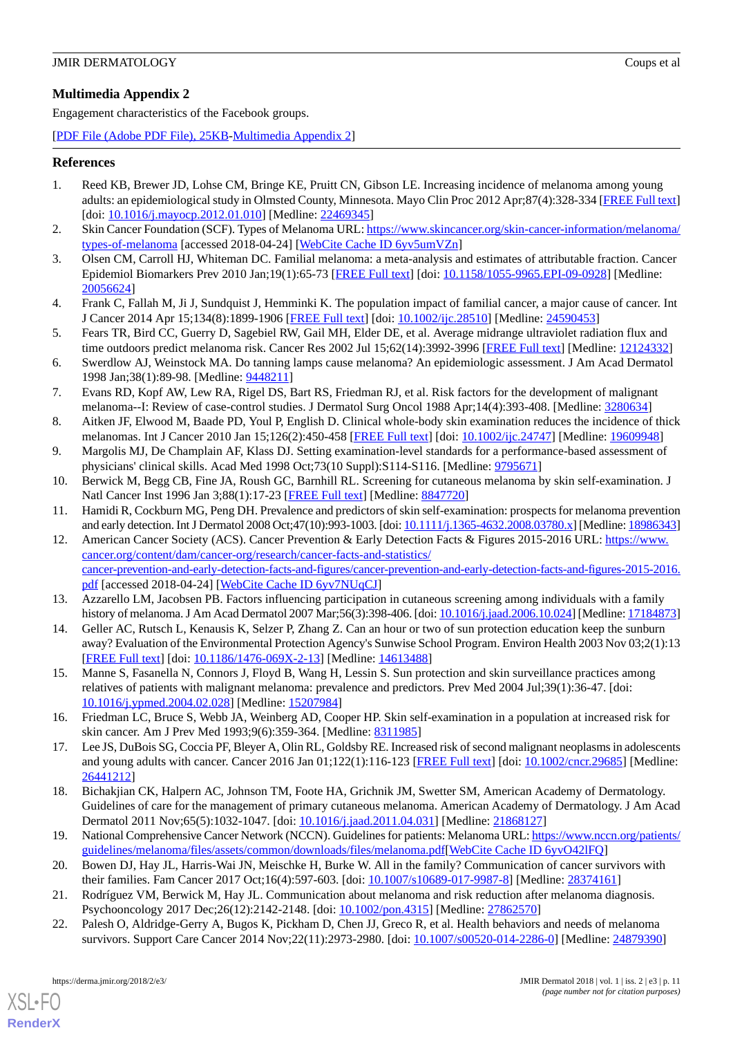## Multimedia Appendix 2

Engagement characteristics of the Facebook groups.

[PDF File (Adobe PDF File), 25KB-Multimedia Appendix 2]

## References

1. Reed KB, Brewer JD, Lohse CM, Bringe KE, Pruitt CN, Gibson LE. Increasing incidence of melanoma among young adults: an epidemiological study in Olmsted County, Minnesota. Mayo Clin Proc 2012 Apr;87(4):328-334 [FREE Full text] [doi: 10.1016/j.mayocp.2012.01.010] [Medline: 22469345]
2. Skin Cancer Foundation (SCF). Types of Melanoma URL: https://www.skincancer.org/skin-cancer-information/melanoma/types-of-melanoma [accessed 2018-04-24] [WebCite Cache ID 6yv5umVZn]
3. Olsen CM, Carroll HJ, Whiteman DC. Familial melanoma: a meta-analysis and estimates of attributable fraction. Cancer Epidemiol Biomarkers Prev 2010 Jan;19(1):65-73 [FREE Full text] [doi: 10.1158/1055-9965.EPI-09-0928] [Medline: 20056624]
4. Frank C, Fallah M, Ji J, Sundquist J, Hemminki K. The population impact of familial cancer, a major cause of cancer. Int J Cancer 2014 Apr 15;134(8):1899-1906 [FREE Full text] [doi: 10.1002/ijc.28510] [Medline: 24590453]
5. Fears TR, Bird CC, Guerry D, Sagebiel RW, Gail MH, Elder DE, et al. Average midrange ultraviolet radiation flux and time outdoors predict melanoma risk. Cancer Res 2002 Jul 15;62(14):3992-3996 [FREE Full text] [Medline: 12124332]
6. Swerdlow AJ, Weinstock MA. Do tanning lamps cause melanoma? An epidemiologic assessment. J Am Acad Dermatol 1998 Jan;38(1):89-98. [Medline: 9448211]
7. Evans RD, Kopf AW, Lew RA, Rigel DS, Bart RS, Friedman RJ, et al. Risk factors for the development of malignant melanoma--I: Review of case-control studies. J Dermatol Surg Oncol 1988 Apr;14(4):393-408. [Medline: 3280634]
8. Aitken JF, Elwood M, Baade PD, Youl P, English D. Clinical whole-body skin examination reduces the incidence of thick melanomas. Int J Cancer 2010 Jan 15;126(2):450-458 [FREE Full text] [doi: 10.1002/ijc.24747] [Medline: 19609948]
9. Margolis MJ, De Champlain AF, Klass DJ. Setting examination-level standards for a performance-based assessment of physicians' clinical skills. Acad Med 1998 Oct;73(10 Suppl):S114-S116. [Medline: 9795671]
10. Berwick M, Begg CB, Fine JA, Roush GC, Barnhill RL. Screening for cutaneous melanoma by skin self-examination. J Natl Cancer Inst 1996 Jan 3;88(1):17-23 [FREE Full text] [Medline: 8847720]
11. Hamidi R, Cockburn MG, Peng DH. Prevalence and predictors of skin self-examination: prospects for melanoma prevention and early detection. Int J Dermatol 2008 Oct;47(10):993-1003. [doi: 10.1111/j.1365-4632.2008.03780.x] [Medline: 18986343]
12. American Cancer Society (ACS). Cancer Prevention & Early Detection Facts & Figures 2015-2016 URL: https://www.cancer.org/content/dam/cancer-org/research/cancer-facts-and-statistics/cancer-prevention-and-early-detection-facts-and-figures/cancer-prevention-and-early-detection-facts-and-figures-2015-2016.pdf [accessed 2018-04-24] [WebCite Cache ID 6yv7NUqCJ]
13. Azzarello LM, Jacobsen PB. Factors influencing participation in cutaneous screening among individuals with a family history of melanoma. J Am Acad Dermatol 2007 Mar;56(3):398-406. [doi: 10.1016/j.jaad.2006.10.024] [Medline: 17184873]
14. Geller AC, Rutsch L, Kenausis K, Selzer P, Zhang Z. Can an hour or two of sun protection education keep the sunburn away? Evaluation of the Environmental Protection Agency's Sunwise School Program. Environ Health 2003 Nov 03;2(1):13 [FREE Full text] [doi: 10.1186/1476-069X-2-13] [Medline: 14613488]
15. Manne S, Fasanella N, Connors J, Floyd B, Wang H, Lessin S. Sun protection and skin surveillance practices among relatives of patients with malignant melanoma: prevalence and predictors. Prev Med 2004 Jul;39(1):36-47. [doi: 10.1016/j.ypmed.2004.02.028] [Medline: 15207984]
16. Friedman LC, Bruce S, Webb JA, Weinberg AD, Cooper HP. Skin self-examination in a population at increased risk for skin cancer. Am J Prev Med 1993;9(6):359-364. [Medline: 8311985]
17. Lee JS, DuBois SG, Coccia PF, Bleyer A, Olin RL, Goldsby RE. Increased risk of second malignant neoplasms in adolescents and young adults with cancer. Cancer 2016 Jan 01;122(1):116-123 [FREE Full text] [doi: 10.1002/cncr.29685] [Medline: 26441212]
18. Bichakjian CK, Halpern AC, Johnson TM, Foote HA, Grichnik JM, Swetter SM, American Academy of Dermatology. Guidelines of care for the management of primary cutaneous melanoma. American Academy of Dermatology. J Am Acad Dermatol 2011 Nov;65(5):1032-1047. [doi: 10.1016/j.jaad.2011.04.031] [Medline: 21868127]
19. National Comprehensive Cancer Network (NCCN). Guidelines for patients: Melanoma URL: https://www.nccn.org/patients/guidelines/melanoma/files/assets/common/downloads/files/melanoma.pdf[WebCite Cache ID 6yvO42lFQ]
20. Bowen DJ, Hay JL, Harris-Wai JN, Meischke H, Burke W. All in the family? Communication of cancer survivors with their families. Fam Cancer 2017 Oct;16(4):597-603. [doi: 10.1007/s10689-017-9987-8] [Medline: 28374161]
21. Rodríguez VM, Berwick M, Hay JL. Communication about melanoma and risk reduction after melanoma diagnosis. Psychooncology 2017 Dec;26(12):2142-2148. [doi: 10.1002/pon.4315] [Medline: 27862570]
22. Palesh O, Aldridge-Gerry A, Bugos K, Pickham D, Chen JJ, Greco R, et al. Health behaviors and needs of melanoma survivors. Support Care Cancer 2014 Nov;22(11):2973-2980. [doi: 10.1007/s00520-014-2286-0] [Medline: 24879390]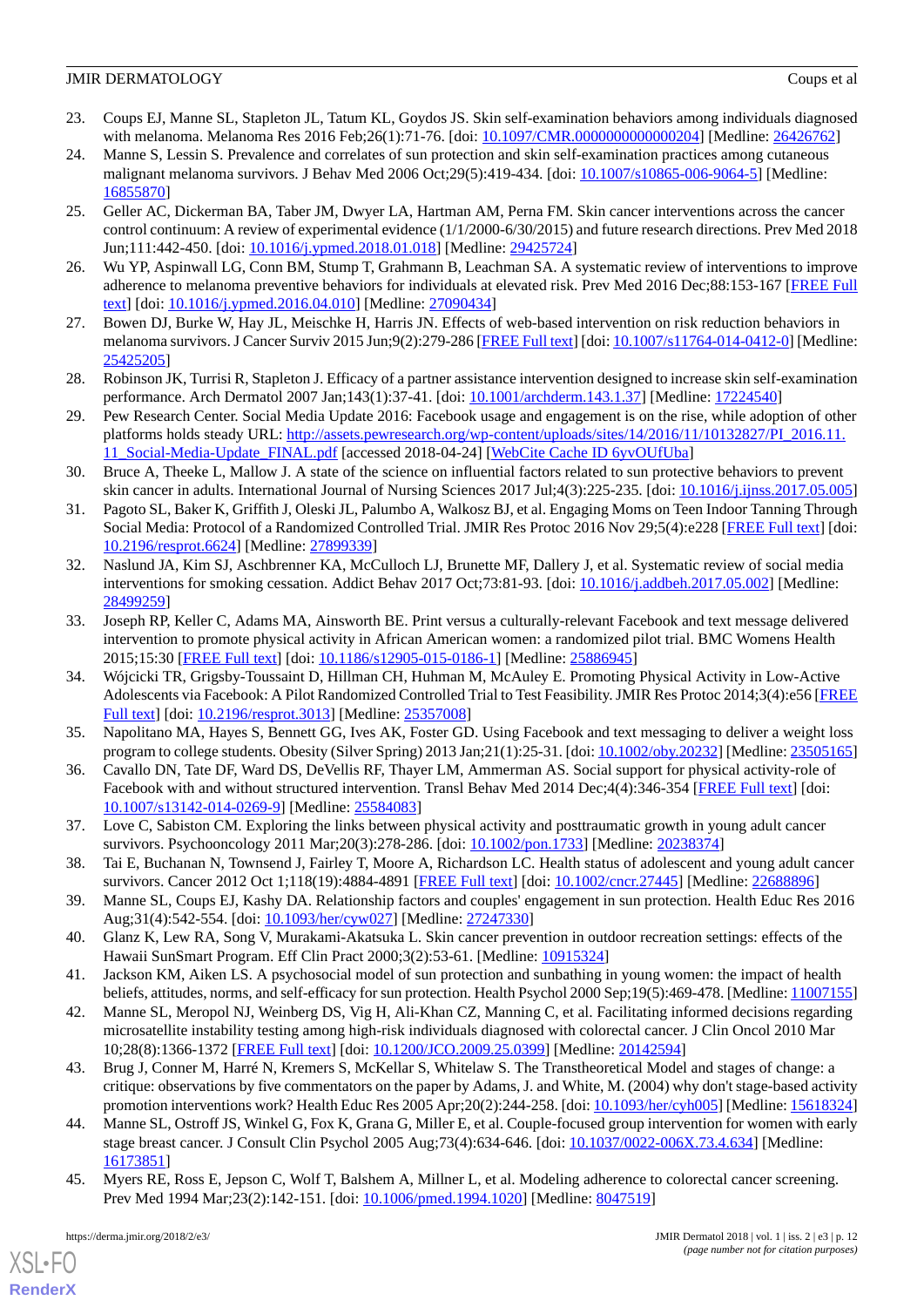23. Coups EJ, Manne SL, Stapleton JL, Tatum KL, Goydos JS. Skin self-examination behaviors among individuals diagnosed with melanoma. Melanoma Res 2016 Feb;26(1):71-76. [doi: 10.1097/CMR.0000000000000204] [Medline: 26426762]
24. Manne S, Lessin S. Prevalence and correlates of sun protection and skin self-examination practices among cutaneous malignant melanoma survivors. J Behav Med 2006 Oct;29(5):419-434. [doi: 10.1007/s10865-006-9064-5] [Medline: 16855870]
25. Geller AC, Dickerman BA, Taber JM, Dwyer LA, Hartman AM, Perna FM. Skin cancer interventions across the cancer control continuum: A review of experimental evidence (1/1/2000-6/30/2015) and future research directions. Prev Med 2018 Jun;111:442-450. [doi: 10.1016/j.ypmed.2018.01.018] [Medline: 29425724]
26. Wu YP, Aspinwall LG, Conn BM, Stump T, Grahmann B, Leachman SA. A systematic review of interventions to improve adherence to melanoma preventive behaviors for individuals at elevated risk. Prev Med 2016 Dec;88:153-167 [FREE Full text] [doi: 10.1016/j.ypmed.2016.04.010] [Medline: 27090434]
27. Bowen DJ, Burke W, Hay JL, Meischke H, Harris JN. Effects of web-based intervention on risk reduction behaviors in melanoma survivors. J Cancer Surviv 2015 Jun;9(2):279-286 [FREE Full text] [doi: 10.1007/s11764-014-0412-0] [Medline: 25425205]
28. Robinson JK, Turrisi R, Stapleton J. Efficacy of a partner assistance intervention designed to increase skin self-examination performance. Arch Dermatol 2007 Jan;143(1):37-41. [doi: 10.1001/archderm.143.1.37] [Medline: 17224540]
29. Pew Research Center. Social Media Update 2016: Facebook usage and engagement is on the rise, while adoption of other platforms holds steady URL: http://assets.pewresearch.org/wp-content/uploads/sites/14/2016/11/10132827/PI_2016.11.11_Social-Media-Update_FINAL.pdf [accessed 2018-04-24] [WebCite Cache ID 6yvOUfUba]
30. Bruce A, Theeke L, Mallow J. A state of the science on influential factors related to sun protective behaviors to prevent skin cancer in adults. International Journal of Nursing Sciences 2017 Jul;4(3):225-235. [doi: 10.1016/j.ijnss.2017.05.005]
31. Pagoto SL, Baker K, Griffith J, Oleski JL, Palumbo A, Walkosz BJ, et al. Engaging Moms on Teen Indoor Tanning Through Social Media: Protocol of a Randomized Controlled Trial. JMIR Res Protoc 2016 Nov 29;5(4):e228 [FREE Full text] [doi: 10.2196/resprot.6624] [Medline: 27899339]
32. Naslund JA, Kim SJ, Aschbrenner KA, McCulloch LJ, Brunette MF, Dallery J, et al. Systematic review of social media interventions for smoking cessation. Addict Behav 2017 Oct;73:81-93. [doi: 10.1016/j.addbeh.2017.05.002] [Medline: 28499259]
33. Joseph RP, Keller C, Adams MA, Ainsworth BE. Print versus a culturally-relevant Facebook and text message delivered intervention to promote physical activity in African American women: a randomized pilot trial. BMC Womens Health 2015;15:30 [FREE Full text] [doi: 10.1186/s12905-015-0186-1] [Medline: 25886945]
34. Wójcicki TR, Grigsby-Toussaint D, Hillman CH, Huhman M, McAuley E. Promoting Physical Activity in Low-Active Adolescents via Facebook: A Pilot Randomized Controlled Trial to Test Feasibility. JMIR Res Protoc 2014;3(4):e56 [FREE Full text] [doi: 10.2196/resprot.3013] [Medline: 25357008]
35. Napolitano MA, Hayes S, Bennett GG, Ives AK, Foster GD. Using Facebook and text messaging to deliver a weight loss program to college students. Obesity (Silver Spring) 2013 Jan;21(1):25-31. [doi: 10.1002/oby.20232] [Medline: 23505165]
36. Cavallo DN, Tate DF, Ward DS, DeVellis RF, Thayer LM, Ammerman AS. Social support for physical activity-role of Facebook with and without structured intervention. Transl Behav Med 2014 Dec;4(4):346-354 [FREE Full text] [doi: 10.1007/s13142-014-0269-9] [Medline: 25584083]
37. Love C, Sabiston CM. Exploring the links between physical activity and posttraumatic growth in young adult cancer survivors. Psychooncology 2011 Mar;20(3):278-286. [doi: 10.1002/pon.1733] [Medline: 20238374]
38. Tai E, Buchanan N, Townsend J, Fairley T, Moore A, Richardson LC. Health status of adolescent and young adult cancer survivors. Cancer 2012 Oct 1;118(19):4884-4891 [FREE Full text] [doi: 10.1002/cncr.27445] [Medline: 22688896]
39. Manne SL, Coups EJ, Kashy DA. Relationship factors and couples' engagement in sun protection. Health Educ Res 2016 Aug;31(4):542-554. [doi: 10.1093/her/cyw027] [Medline: 27247330]
40. Glanz K, Lew RA, Song V, Murakami-Akatsuka L. Skin cancer prevention in outdoor recreation settings: effects of the Hawaii SunSmart Program. Eff Clin Pract 2000;3(2):53-61. [Medline: 10915324]
41. Jackson KM, Aiken LS. A psychosocial model of sun protection and sunbathing in young women: the impact of health beliefs, attitudes, norms, and self-efficacy for sun protection. Health Psychol 2000 Sep;19(5):469-478. [Medline: 11007155]
42. Manne SL, Meropol NJ, Weinberg DS, Vig H, Ali-Khan CZ, Manning C, et al. Facilitating informed decisions regarding microsatellite instability testing among high-risk individuals diagnosed with colorectal cancer. J Clin Oncol 2010 Mar 10;28(8):1366-1372 [FREE Full text] [doi: 10.1200/JCO.2009.25.0399] [Medline: 20142594]
43. Brug J, Conner M, Harré N, Kremers S, McKellar S, Whitelaw S. The Transtheoretical Model and stages of change: a critique: observations by five commentators on the paper by Adams, J. and White, M. (2004) why don't stage-based activity promotion interventions work? Health Educ Res 2005 Apr;20(2):244-258. [doi: 10.1093/her/cyh005] [Medline: 15618324]
44. Manne SL, Ostroff JS, Winkel G, Fox K, Grana G, Miller E, et al. Couple-focused group intervention for women with early stage breast cancer. J Consult Clin Psychol 2005 Aug;73(4):634-646. [doi: 10.1037/0022-006X.73.4.634] [Medline: 16173851]
45. Myers RE, Ross E, Jepson C, Wolf T, Balshem A, Millner L, et al. Modeling adherence to colorectal cancer screening. Prev Med 1994 Mar;23(2):142-151. [doi: 10.1006/pmed.1994.1020] [Medline: 8047519]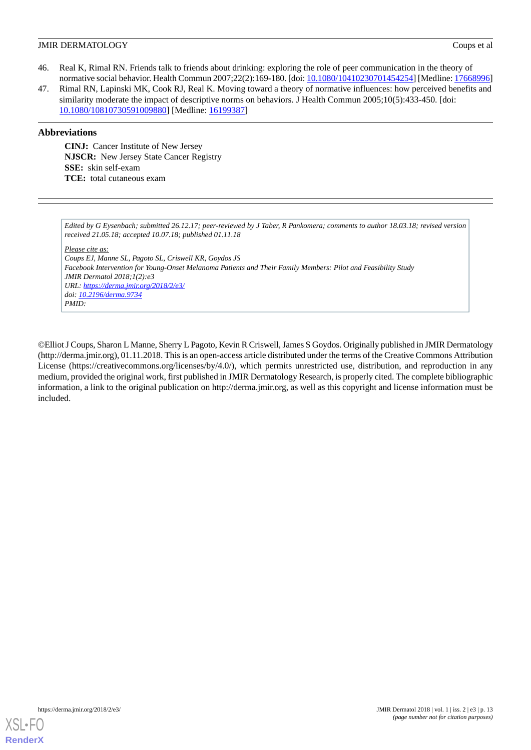46. Real K, Rimal RN. Friends talk to friends about drinking: exploring the role of peer communication in the theory of normative social behavior. Health Commun 2007;22(2):169-180. [doi: 10.1080/10410230701454254] [Medline: 17668996]
47. Rimal RN, Lapinski MK, Cook RJ, Real K. Moving toward a theory of normative influences: how perceived benefits and similarity moderate the impact of descriptive norms on behaviors. J Health Commun 2005;10(5):433-450. [doi: 10.1080/10810730591009880] [Medline: 16199387]

## Abbreviations

**CINJ:** Cancer Institute of New Jersey
**NJSCR:** New Jersey State Cancer Registry
**SSE:** skin self-exam
**TCE:** total cutaneous exam

*Edited by G Eysenbach; submitted 26.12.17; peer-reviewed by J Taber, R Pankomera; comments to author 18.03.18; revised version received 21.05.18; accepted 10.07.18; published 01.11.18*

*Please cite as:*
*Coups EJ, Manne SL, Pagoto SL, Criswell KR, Goydos JS*
*Facebook Intervention for Young-Onset Melanoma Patients and Their Family Members: Pilot and Feasibility Study*
*JMIR Dermatol 2018;1(2):e3*
*URL: https://derma.jmir.org/2018/2/e3/*
*doi: 10.2196/derma.9734*
*PMID:*

©Elliot J Coups, Sharon L Manne, Sherry L Pagoto, Kevin R Criswell, James S Goydos. Originally published in JMIR Dermatology (http://derma.jmir.org), 01.11.2018. This is an open-access article distributed under the terms of the Creative Commons Attribution License (https://creativecommons.org/licenses/by/4.0/), which permits unrestricted use, distribution, and reproduction in any medium, provided the original work, first published in JMIR Dermatology Research, is properly cited. The complete bibliographic information, a link to the original publication on http://derma.jmir.org, as well as this copyright and license information must be included.